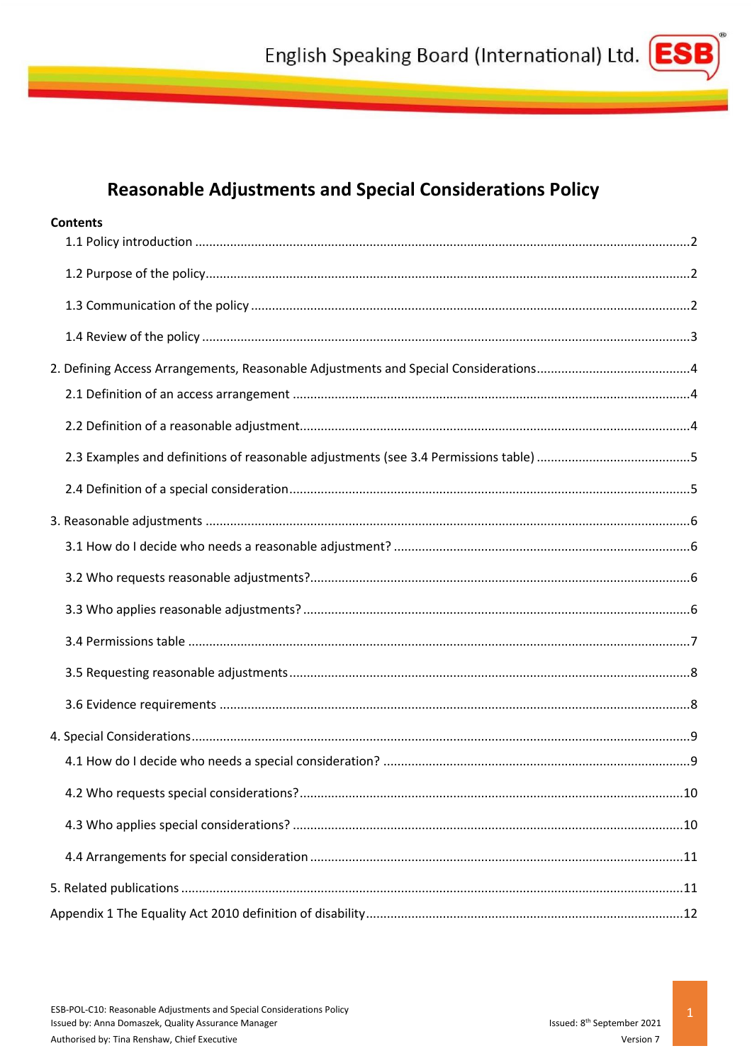# Reasonable Adjustments and Special Considerations Policy

**Contents**

1.1 Policy introduction ....2

1.2 Purpose of the policy ....2

1.3 Communication of the policy ....2

1.4 Review of the policy ....3

2. Defining Access Arrangements, Reasonable Adjustments and Special Considerations ....4

2.1 Definition of an access arrangement ....4

2.2 Definition of a reasonable adjustment ....4

2.3 Examples and definitions of reasonable adjustments (see 3.4 Permissions table) ....5

2.4 Definition of a special consideration ....5

3. Reasonable adjustments ....6

3.1 How do I decide who needs a reasonable adjustment? ....6

3.2 Who requests reasonable adjustments? ....6

3.3 Who applies reasonable adjustments? ....6

3.4 Permissions table ....7

3.5 Requesting reasonable adjustments ....8

3.6 Evidence requirements ....8

4. Special Considerations ....9

4.1 How do I decide who needs a special consideration? ....9

4.2 Who requests special considerations? ....10

4.3 Who applies special considerations? ....10

4.4 Arrangements for special consideration ....11

5. Related publications ....11

Appendix 1 The Equality Act 2010 definition of disability ....12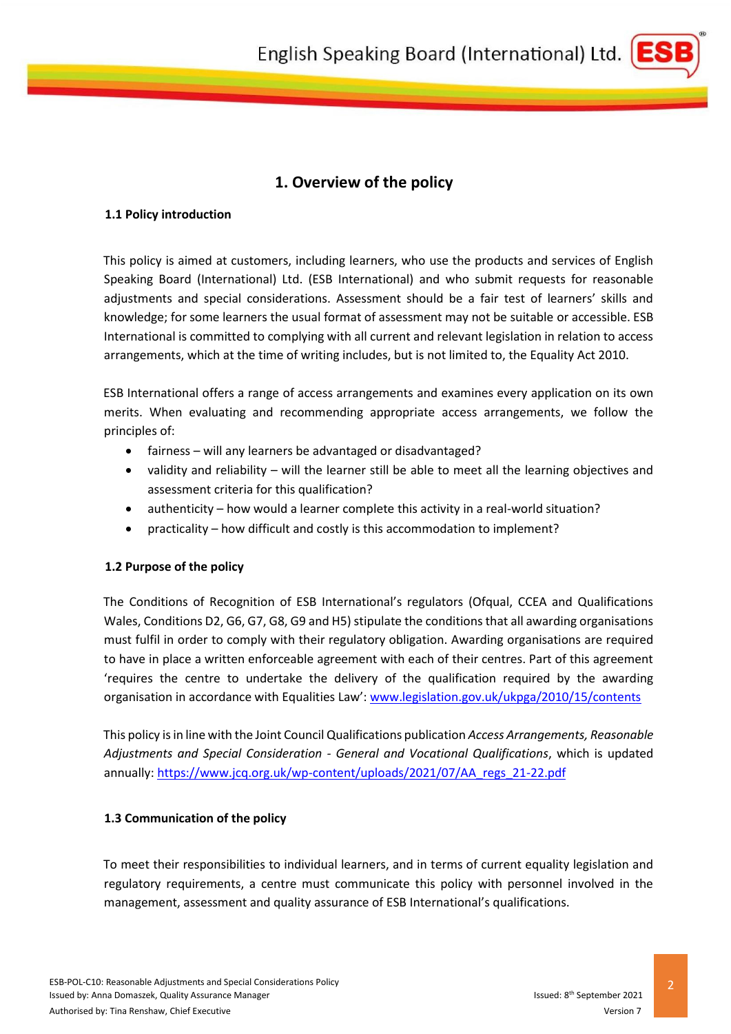# 1. Overview of the policy

### 1.1 Policy introduction

This policy is aimed at customers, including learners, who use the products and services of English Speaking Board (International) Ltd. (ESB International) and who submit requests for reasonable adjustments and special considerations. Assessment should be a fair test of learners' skills and knowledge; for some learners the usual format of assessment may not be suitable or accessible. ESB International is committed to complying with all current and relevant legislation in relation to access arrangements, which at the time of writing includes, but is not limited to, the Equality Act 2010.

ESB International offers a range of access arrangements and examines every application on its own merits. When evaluating and recommending appropriate access arrangements, we follow the principles of:

- fairness – will any learners be advantaged or disadvantaged?
- validity and reliability – will the learner still be able to meet all the learning objectives and assessment criteria for this qualification?
- authenticity – how would a learner complete this activity in a real-world situation?
- practicality – how difficult and costly is this accommodation to implement?

### 1.2 Purpose of the policy

The Conditions of Recognition of ESB International's regulators (Ofqual, CCEA and Qualifications Wales, Conditions D2, G6, G7, G8, G9 and H5) stipulate the conditions that all awarding organisations must fulfil in order to comply with their regulatory obligation. Awarding organisations are required to have in place a written enforceable agreement with each of their centres. Part of this agreement 'requires the centre to undertake the delivery of the qualification required by the awarding organisation in accordance with Equalities Law': www.legislation.gov.uk/ukpga/2010/15/contents

This policy is in line with the Joint Council Qualifications publication *Access Arrangements, Reasonable Adjustments and Special Consideration - General and Vocational Qualifications*, which is updated annually: https://www.jcq.org.uk/wp-content/uploads/2021/07/AA_regs_21-22.pdf

### 1.3 Communication of the policy

To meet their responsibilities to individual learners, and in terms of current equality legislation and regulatory requirements, a centre must communicate this policy with personnel involved in the management, assessment and quality assurance of ESB International's qualifications.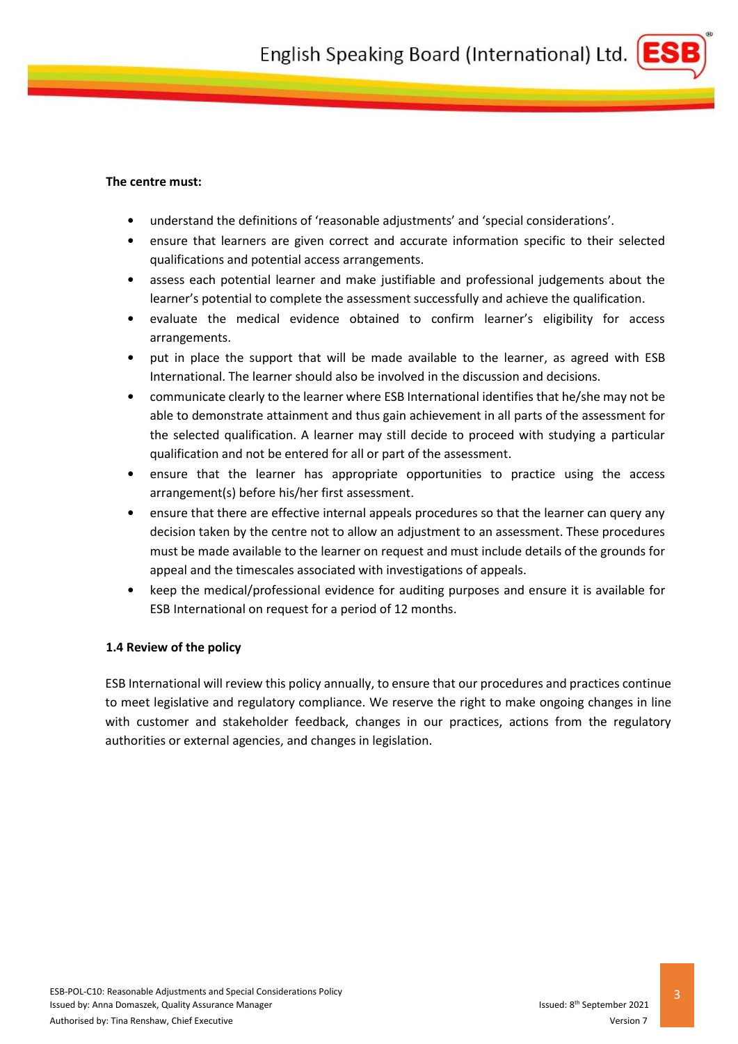**The centre must:**

- understand the definitions of 'reasonable adjustments' and 'special considerations'.
- ensure that learners are given correct and accurate information specific to their selected qualifications and potential access arrangements.
- assess each potential learner and make justifiable and professional judgements about the learner's potential to complete the assessment successfully and achieve the qualification.
- evaluate the medical evidence obtained to confirm learner's eligibility for access arrangements.
- put in place the support that will be made available to the learner, as agreed with ESB International. The learner should also be involved in the discussion and decisions.
- communicate clearly to the learner where ESB International identifies that he/she may not be able to demonstrate attainment and thus gain achievement in all parts of the assessment for the selected qualification. A learner may still decide to proceed with studying a particular qualification and not be entered for all or part of the assessment.
- ensure that the learner has appropriate opportunities to practice using the access arrangement(s) before his/her first assessment.
- ensure that there are effective internal appeals procedures so that the learner can query any decision taken by the centre not to allow an adjustment to an assessment. These procedures must be made available to the learner on request and must include details of the grounds for appeal and the timescales associated with investigations of appeals.
- keep the medical/professional evidence for auditing purposes and ensure it is available for ESB International on request for a period of 12 months.

**1.4 Review of the policy**

ESB International will review this policy annually, to ensure that our procedures and practices continue to meet legislative and regulatory compliance. We reserve the right to make ongoing changes in line with customer and stakeholder feedback, changes in our practices, actions from the regulatory authorities or external agencies, and changes in legislation.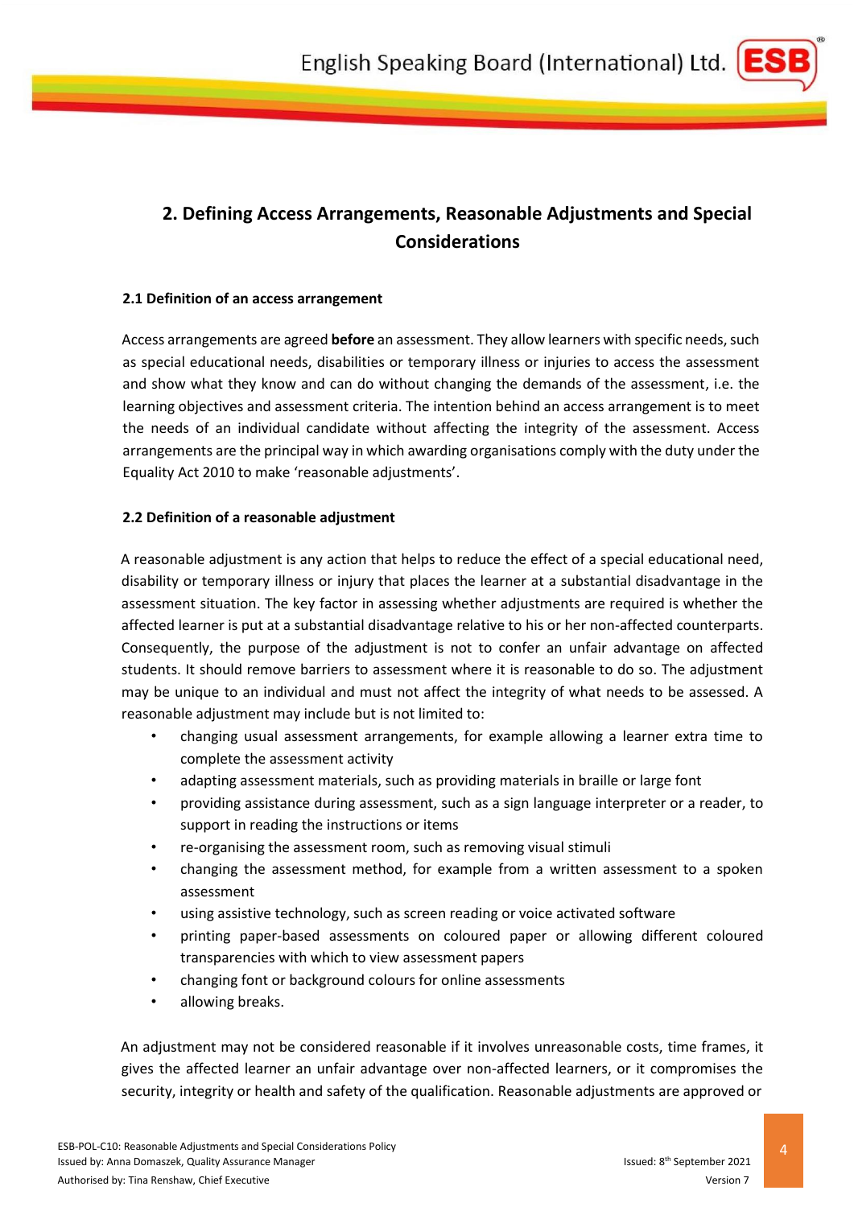## 2. Defining Access Arrangements, Reasonable Adjustments and Special Considerations

### 2.1 Definition of an access arrangement

Access arrangements are agreed **before** an assessment. They allow learners with specific needs, such as special educational needs, disabilities or temporary illness or injuries to access the assessment and show what they know and can do without changing the demands of the assessment, i.e. the learning objectives and assessment criteria. The intention behind an access arrangement is to meet the needs of an individual candidate without affecting the integrity of the assessment. Access arrangements are the principal way in which awarding organisations comply with the duty under the Equality Act 2010 to make 'reasonable adjustments'.

### 2.2 Definition of a reasonable adjustment

A reasonable adjustment is any action that helps to reduce the effect of a special educational need, disability or temporary illness or injury that places the learner at a substantial disadvantage in the assessment situation. The key factor in assessing whether adjustments are required is whether the affected learner is put at a substantial disadvantage relative to his or her non-affected counterparts. Consequently, the purpose of the adjustment is not to confer an unfair advantage on affected students. It should remove barriers to assessment where it is reasonable to do so. The adjustment may be unique to an individual and must not affect the integrity of what needs to be assessed. A reasonable adjustment may include but is not limited to:

- changing usual assessment arrangements, for example allowing a learner extra time to complete the assessment activity
- adapting assessment materials, such as providing materials in braille or large font
- providing assistance during assessment, such as a sign language interpreter or a reader, to support in reading the instructions or items
- re-organising the assessment room, such as removing visual stimuli
- changing the assessment method, for example from a written assessment to a spoken assessment
- using assistive technology, such as screen reading or voice activated software
- printing paper-based assessments on coloured paper or allowing different coloured transparencies with which to view assessment papers
- changing font or background colours for online assessments
- allowing breaks.

An adjustment may not be considered reasonable if it involves unreasonable costs, time frames, it gives the affected learner an unfair advantage over non-affected learners, or it compromises the security, integrity or health and safety of the qualification. Reasonable adjustments are approved or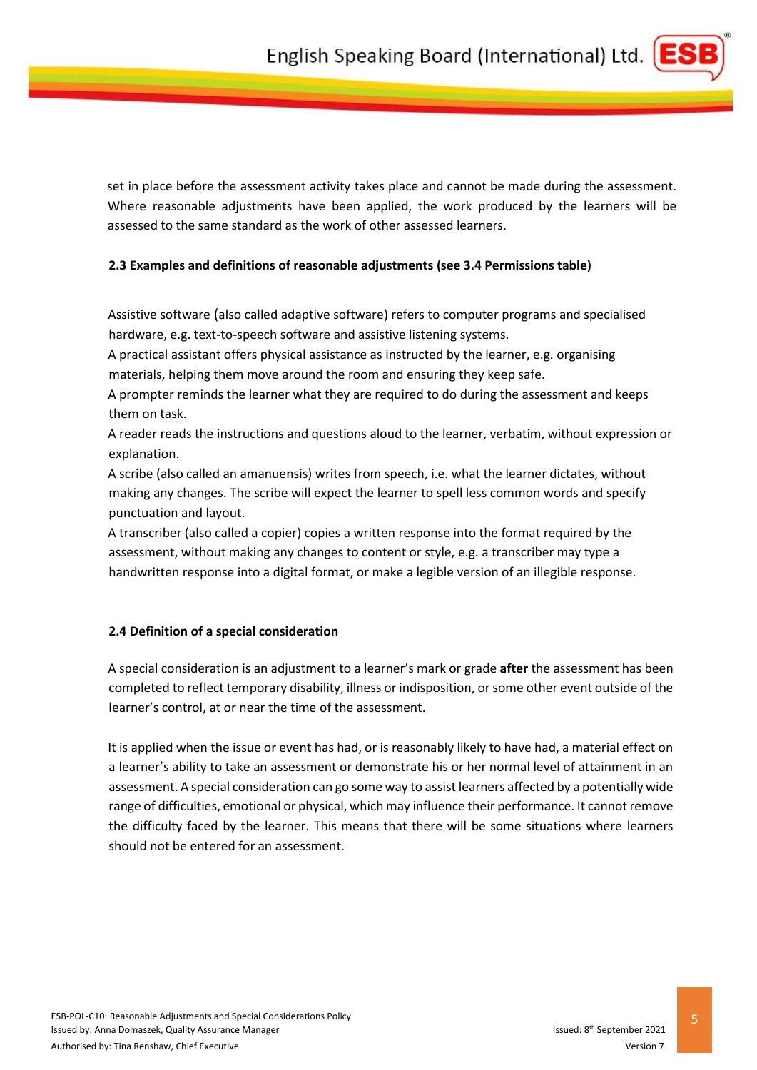set in place before the assessment activity takes place and cannot be made during the assessment. Where reasonable adjustments have been applied, the work produced by the learners will be assessed to the same standard as the work of other assessed learners.

### 2.3 Examples and definitions of reasonable adjustments (see 3.4 Permissions table)

Assistive software (also called adaptive software) refers to computer programs and specialised hardware, e.g. text-to-speech software and assistive listening systems.
A practical assistant offers physical assistance as instructed by the learner, e.g. organising materials, helping them move around the room and ensuring they keep safe.
A prompter reminds the learner what they are required to do during the assessment and keeps them on task.
A reader reads the instructions and questions aloud to the learner, verbatim, without expression or explanation.
A scribe (also called an amanuensis) writes from speech, i.e. what the learner dictates, without making any changes. The scribe will expect the learner to spell less common words and specify punctuation and layout.
A transcriber (also called a copier) copies a written response into the format required by the assessment, without making any changes to content or style, e.g. a transcriber may type a handwritten response into a digital format, or make a legible version of an illegible response.

### 2.4 Definition of a special consideration

A special consideration is an adjustment to a learner's mark or grade **after** the assessment has been completed to reflect temporary disability, illness or indisposition, or some other event outside of the learner's control, at or near the time of the assessment.

It is applied when the issue or event has had, or is reasonably likely to have had, a material effect on a learner's ability to take an assessment or demonstrate his or her normal level of attainment in an assessment. A special consideration can go some way to assist learners affected by a potentially wide range of difficulties, emotional or physical, which may influence their performance. It cannot remove the difficulty faced by the learner. This means that there will be some situations where learners should not be entered for an assessment.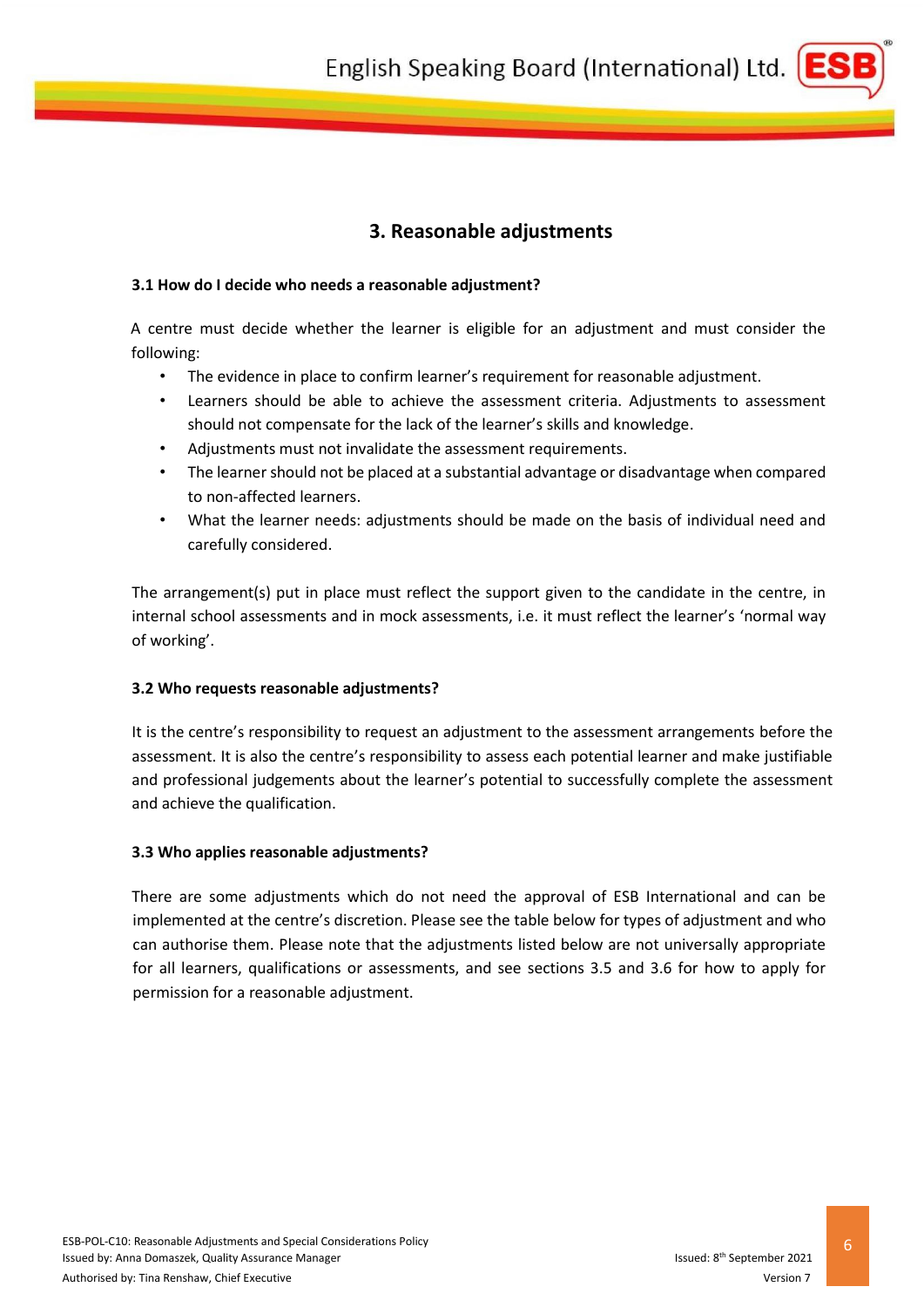## 3. Reasonable adjustments

### 3.1 How do I decide who needs a reasonable adjustment?

A centre must decide whether the learner is eligible for an adjustment and must consider the following:

- The evidence in place to confirm learner's requirement for reasonable adjustment.
- Learners should be able to achieve the assessment criteria. Adjustments to assessment should not compensate for the lack of the learner's skills and knowledge.
- Adjustments must not invalidate the assessment requirements.
- The learner should not be placed at a substantial advantage or disadvantage when compared to non-affected learners.
- What the learner needs: adjustments should be made on the basis of individual need and carefully considered.

The arrangement(s) put in place must reflect the support given to the candidate in the centre, in internal school assessments and in mock assessments, i.e. it must reflect the learner's 'normal way of working'.

### 3.2 Who requests reasonable adjustments?

It is the centre's responsibility to request an adjustment to the assessment arrangements before the assessment. It is also the centre's responsibility to assess each potential learner and make justifiable and professional judgements about the learner's potential to successfully complete the assessment and achieve the qualification.

### 3.3 Who applies reasonable adjustments?

There are some adjustments which do not need the approval of ESB International and can be implemented at the centre's discretion. Please see the table below for types of adjustment and who can authorise them. Please note that the adjustments listed below are not universally appropriate for all learners, qualifications or assessments, and see sections 3.5 and 3.6 for how to apply for permission for a reasonable adjustment.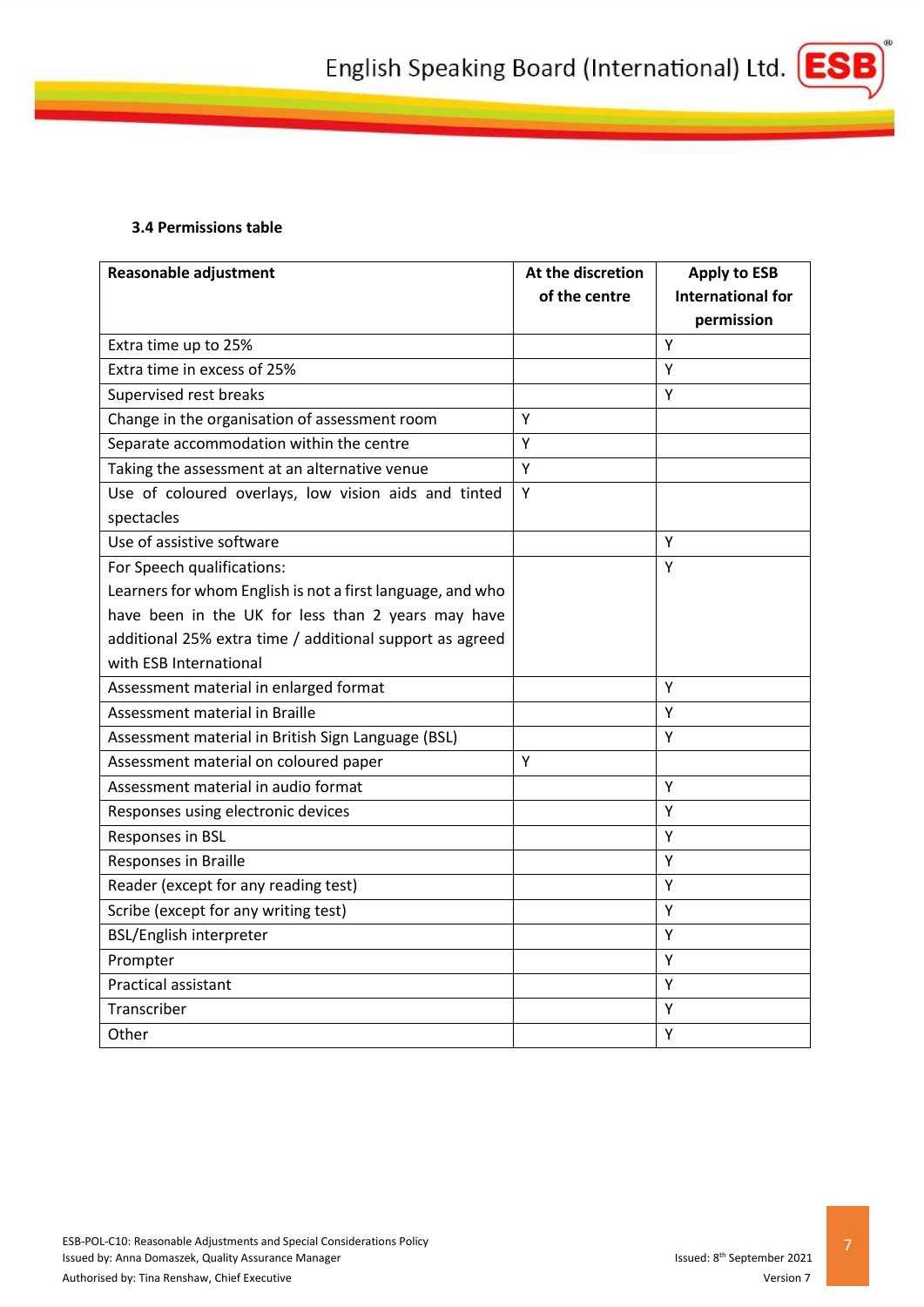### 3.4 Permissions table

| Reasonable adjustment | At the discretion of the centre | Apply to ESB International for permission |
|---|---|---|
| Extra time up to 25% | | Y |
| Extra time in excess of 25% | | Y |
| Supervised rest breaks | | Y |
| Change in the organisation of assessment room | Y | |
| Separate accommodation within the centre | Y | |
| Taking the assessment at an alternative venue | Y | |
| Use of coloured overlays, low vision aids and tinted spectacles | Y | |
| Use of assistive software | | Y |
| For Speech qualifications: Learners for whom English is not a first language, and who have been in the UK for less than 2 years may have additional 25% extra time / additional support as agreed with ESB International | | Y |
| Assessment material in enlarged format | | Y |
| Assessment material in Braille | | Y |
| Assessment material in British Sign Language (BSL) | | Y |
| Assessment material on coloured paper | Y | |
| Assessment material in audio format | | Y |
| Responses using electronic devices | | Y |
| Responses in BSL | | Y |
| Responses in Braille | | Y |
| Reader (except for any reading test) | | Y |
| Scribe (except for any writing test) | | Y |
| BSL/English interpreter | | Y |
| Prompter | | Y |
| Practical assistant | | Y |
| Transcriber | | Y |
| Other | | Y |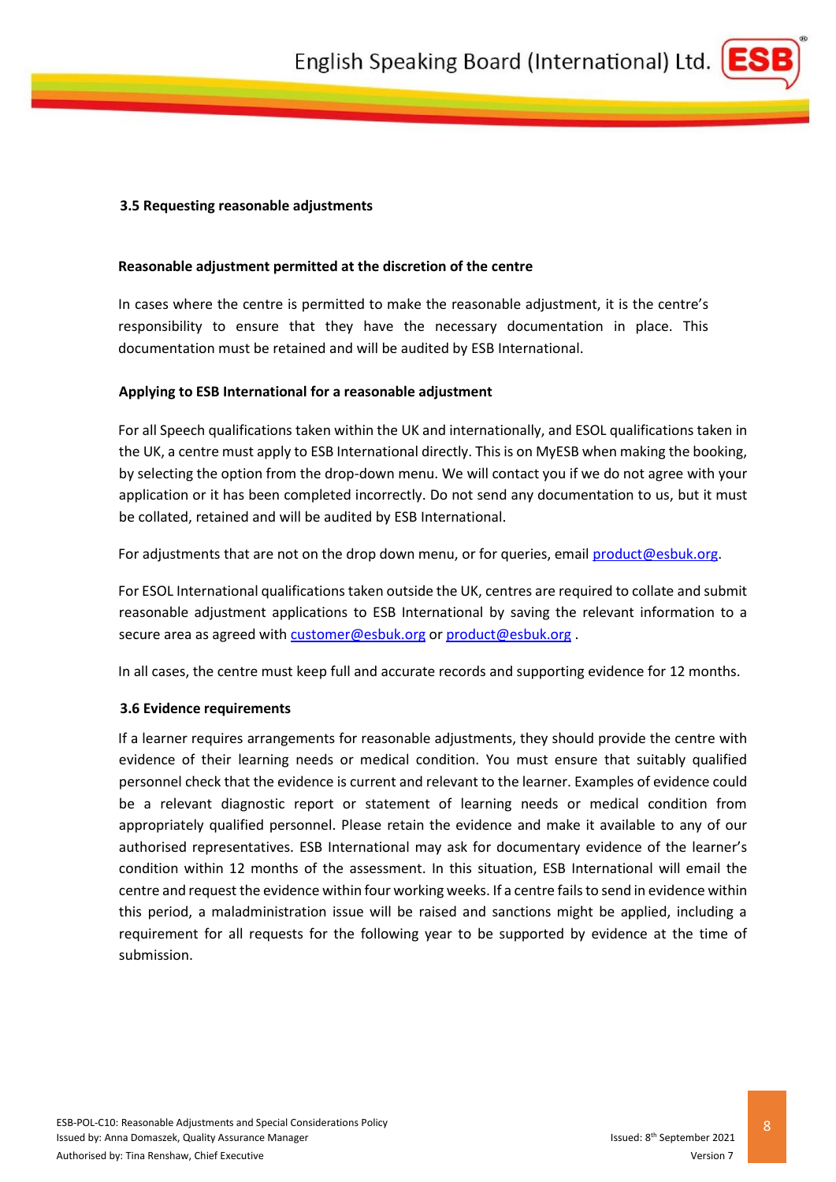### 3.5 Requesting reasonable adjustments

**Reasonable adjustment permitted at the discretion of the centre**

In cases where the centre is permitted to make the reasonable adjustment, it is the centre's responsibility to ensure that they have the necessary documentation in place. This documentation must be retained and will be audited by ESB International.

**Applying to ESB International for a reasonable adjustment**

For all Speech qualifications taken within the UK and internationally, and ESOL qualifications taken in the UK, a centre must apply to ESB International directly. This is on MyESB when making the booking, by selecting the option from the drop-down menu. We will contact you if we do not agree with your application or it has been completed incorrectly. Do not send any documentation to us, but it must be collated, retained and will be audited by ESB International.

For adjustments that are not on the drop down menu, or for queries, email product@esbuk.org.

For ESOL International qualifications taken outside the UK, centres are required to collate and submit reasonable adjustment applications to ESB International by saving the relevant information to a secure area as agreed with customer@esbuk.org or product@esbuk.org .

In all cases, the centre must keep full and accurate records and supporting evidence for 12 months.

### 3.6 Evidence requirements

If a learner requires arrangements for reasonable adjustments, they should provide the centre with evidence of their learning needs or medical condition. You must ensure that suitably qualified personnel check that the evidence is current and relevant to the learner. Examples of evidence could be a relevant diagnostic report or statement of learning needs or medical condition from appropriately qualified personnel. Please retain the evidence and make it available to any of our authorised representatives. ESB International may ask for documentary evidence of the learner's condition within 12 months of the assessment. In this situation, ESB International will email the centre and request the evidence within four working weeks. If a centre fails to send in evidence within this period, a maladministration issue will be raised and sanctions might be applied, including a requirement for all requests for the following year to be supported by evidence at the time of submission.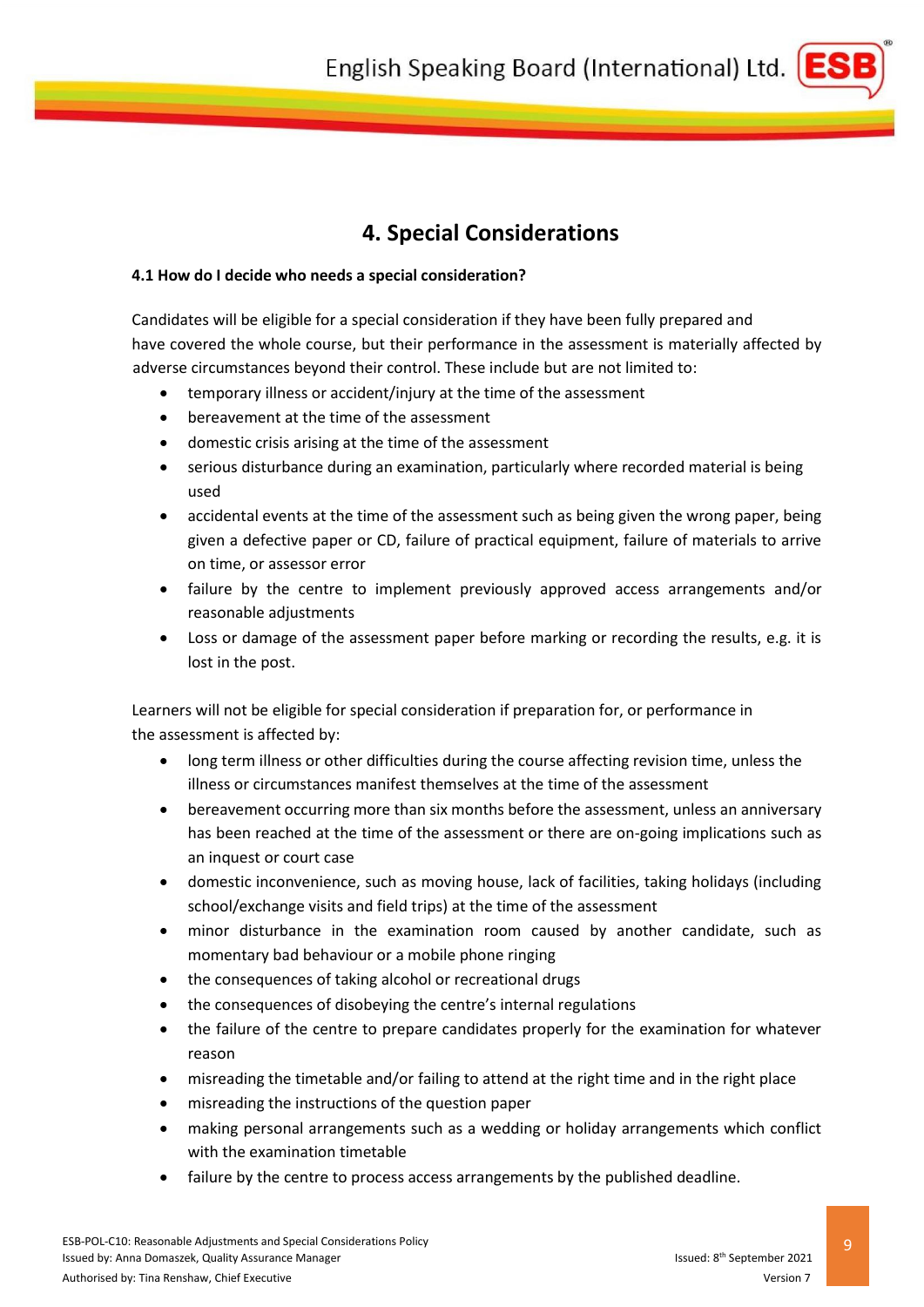# 4. Special Considerations

### 4.1 How do I decide who needs a special consideration?

Candidates will be eligible for a special consideration if they have been fully prepared and have covered the whole course, but their performance in the assessment is materially affected by adverse circumstances beyond their control. These include but are not limited to:

- temporary illness or accident/injury at the time of the assessment
- bereavement at the time of the assessment
- domestic crisis arising at the time of the assessment
- serious disturbance during an examination, particularly where recorded material is being used
- accidental events at the time of the assessment such as being given the wrong paper, being given a defective paper or CD, failure of practical equipment, failure of materials to arrive on time, or assessor error
- failure by the centre to implement previously approved access arrangements and/or reasonable adjustments
- Loss or damage of the assessment paper before marking or recording the results, e.g. it is lost in the post.

Learners will not be eligible for special consideration if preparation for, or performance in the assessment is affected by:

- long term illness or other difficulties during the course affecting revision time, unless the illness or circumstances manifest themselves at the time of the assessment
- bereavement occurring more than six months before the assessment, unless an anniversary has been reached at the time of the assessment or there are on-going implications such as an inquest or court case
- domestic inconvenience, such as moving house, lack of facilities, taking holidays (including school/exchange visits and field trips) at the time of the assessment
- minor disturbance in the examination room caused by another candidate, such as momentary bad behaviour or a mobile phone ringing
- the consequences of taking alcohol or recreational drugs
- the consequences of disobeying the centre's internal regulations
- the failure of the centre to prepare candidates properly for the examination for whatever reason
- misreading the timetable and/or failing to attend at the right time and in the right place
- misreading the instructions of the question paper
- making personal arrangements such as a wedding or holiday arrangements which conflict with the examination timetable
- failure by the centre to process access arrangements by the published deadline.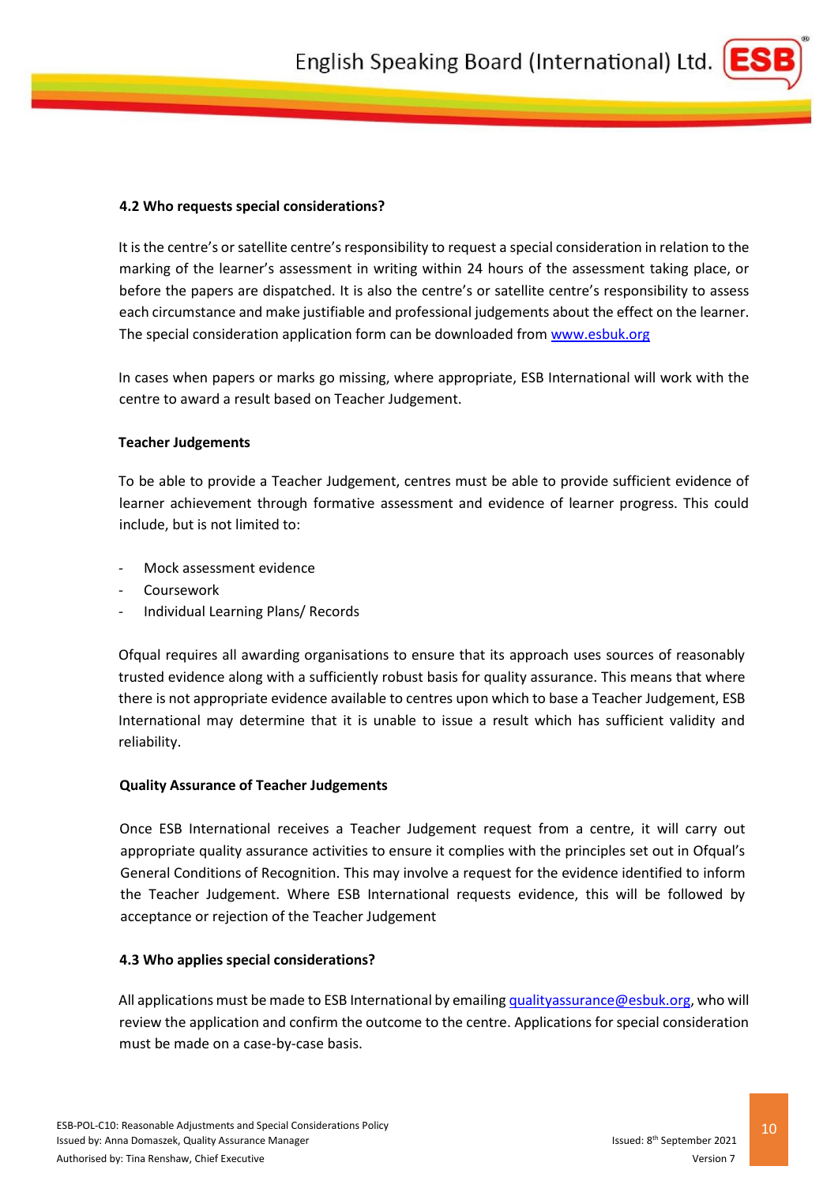### 4.2 Who requests special considerations?

It is the centre's or satellite centre's responsibility to request a special consideration in relation to the marking of the learner's assessment in writing within 24 hours of the assessment taking place, or before the papers are dispatched. It is also the centre's or satellite centre's responsibility to assess each circumstance and make justifiable and professional judgements about the effect on the learner. The special consideration application form can be downloaded from www.esbuk.org

In cases when papers or marks go missing, where appropriate, ESB International will work with the centre to award a result based on Teacher Judgement.

**Teacher Judgements**

To be able to provide a Teacher Judgement, centres must be able to provide sufficient evidence of learner achievement through formative assessment and evidence of learner progress. This could include, but is not limited to:

- Mock assessment evidence
- Coursework
- Individual Learning Plans/ Records

Ofqual requires all awarding organisations to ensure that its approach uses sources of reasonably trusted evidence along with a sufficiently robust basis for quality assurance. This means that where there is not appropriate evidence available to centres upon which to base a Teacher Judgement, ESB International may determine that it is unable to issue a result which has sufficient validity and reliability.

**Quality Assurance of Teacher Judgements**

Once ESB International receives a Teacher Judgement request from a centre, it will carry out appropriate quality assurance activities to ensure it complies with the principles set out in Ofqual's General Conditions of Recognition. This may involve a request for the evidence identified to inform the Teacher Judgement. Where ESB International requests evidence, this will be followed by acceptance or rejection of the Teacher Judgement

### 4.3 Who applies special considerations?

All applications must be made to ESB International by emailing qualityassurance@esbuk.org, who will review the application and confirm the outcome to the centre. Applications for special consideration must be made on a case-by-case basis.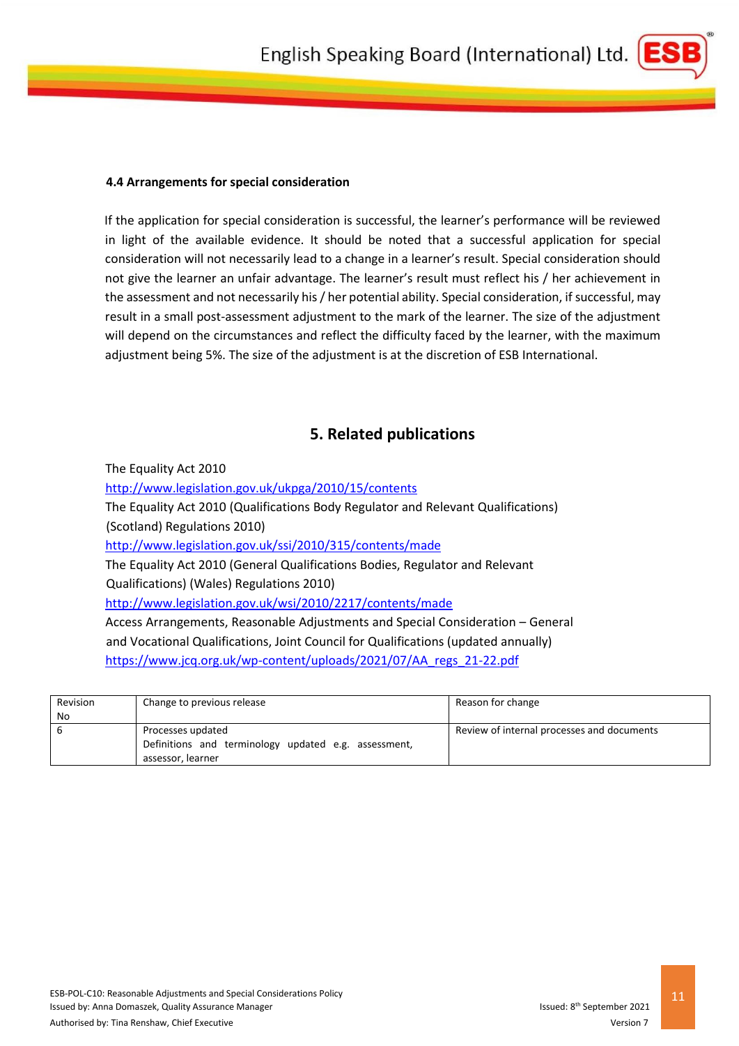### 4.4 Arrangements for special consideration

If the application for special consideration is successful, the learner's performance will be reviewed in light of the available evidence. It should be noted that a successful application for special consideration will not necessarily lead to a change in a learner's result. Special consideration should not give the learner an unfair advantage. The learner's result must reflect his / her achievement in the assessment and not necessarily his / her potential ability. Special consideration, if successful, may result in a small post-assessment adjustment to the mark of the learner. The size of the adjustment will depend on the circumstances and reflect the difficulty faced by the learner, with the maximum adjustment being 5%. The size of the adjustment is at the discretion of ESB International.

## 5. Related publications

The Equality Act 2010
http://www.legislation.gov.uk/ukpga/2010/15/contents
The Equality Act 2010 (Qualifications Body Regulator and Relevant Qualifications) (Scotland) Regulations 2010)
http://www.legislation.gov.uk/ssi/2010/315/contents/made
The Equality Act 2010 (General Qualifications Bodies, Regulator and Relevant Qualifications) (Wales) Regulations 2010)
http://www.legislation.gov.uk/wsi/2010/2217/contents/made
Access Arrangements, Reasonable Adjustments and Special Consideration – General and Vocational Qualifications, Joint Council for Qualifications (updated annually)
https://www.jcq.org.uk/wp-content/uploads/2021/07/AA_regs_21-22.pdf

| Revision No | Change to previous release | Reason for change |
|---|---|---|
| 6 | Processes updated<br>Definitions and terminology updated e.g. assessment, assessor, learner | Review of internal processes and documents |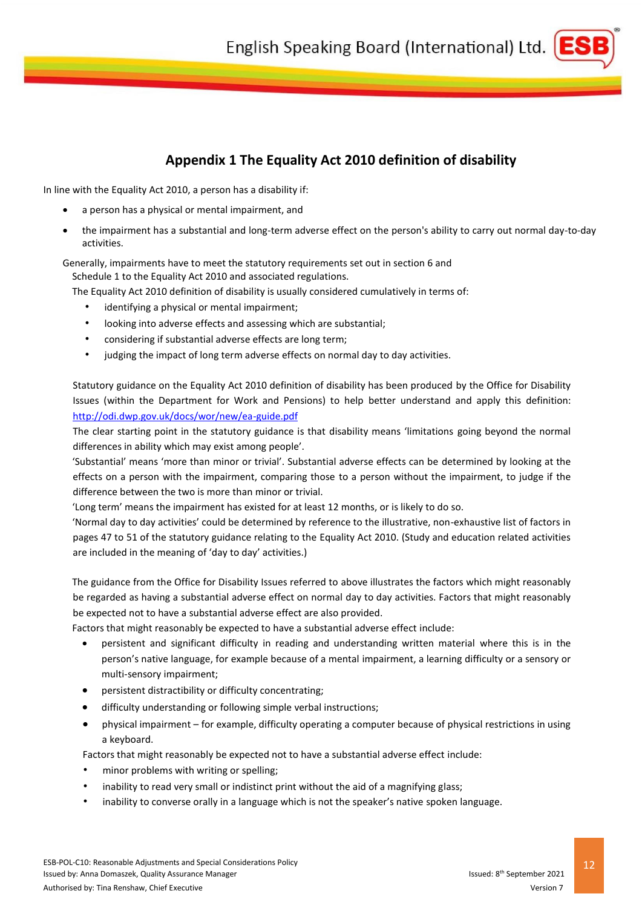## Appendix 1 The Equality Act 2010 definition of disability

In line with the Equality Act 2010, a person has a disability if:

- a person has a physical or mental impairment, and
- the impairment has a substantial and long-term adverse effect on the person's ability to carry out normal day-to-day activities.

Generally, impairments have to meet the statutory requirements set out in section 6 and Schedule 1 to the Equality Act 2010 and associated regulations.

The Equality Act 2010 definition of disability is usually considered cumulatively in terms of:

- identifying a physical or mental impairment;
- looking into adverse effects and assessing which are substantial;
- considering if substantial adverse effects are long term;
- judging the impact of long term adverse effects on normal day to day activities.

Statutory guidance on the Equality Act 2010 definition of disability has been produced by the Office for Disability Issues (within the Department for Work and Pensions) to help better understand and apply this definition: http://odi.dwp.gov.uk/docs/wor/new/ea-guide.pdf

The clear starting point in the statutory guidance is that disability means 'limitations going beyond the normal differences in ability which may exist among people'.

'Substantial' means 'more than minor or trivial'. Substantial adverse effects can be determined by looking at the effects on a person with the impairment, comparing those to a person without the impairment, to judge if the difference between the two is more than minor or trivial.

'Long term' means the impairment has existed for at least 12 months, or is likely to do so.

'Normal day to day activities' could be determined by reference to the illustrative, non-exhaustive list of factors in pages 47 to 51 of the statutory guidance relating to the Equality Act 2010. (Study and education related activities are included in the meaning of 'day to day' activities.)

The guidance from the Office for Disability Issues referred to above illustrates the factors which might reasonably be regarded as having a substantial adverse effect on normal day to day activities. Factors that might reasonably be expected not to have a substantial adverse effect are also provided.

Factors that might reasonably be expected to have a substantial adverse effect include:

- persistent and significant difficulty in reading and understanding written material where this is in the person's native language, for example because of a mental impairment, a learning difficulty or a sensory or multi-sensory impairment;
- persistent distractibility or difficulty concentrating;
- difficulty understanding or following simple verbal instructions;
- physical impairment – for example, difficulty operating a computer because of physical restrictions in using a keyboard.

Factors that might reasonably be expected not to have a substantial adverse effect include:

- minor problems with writing or spelling;
- inability to read very small or indistinct print without the aid of a magnifying glass;
- inability to converse orally in a language which is not the speaker's native spoken language.